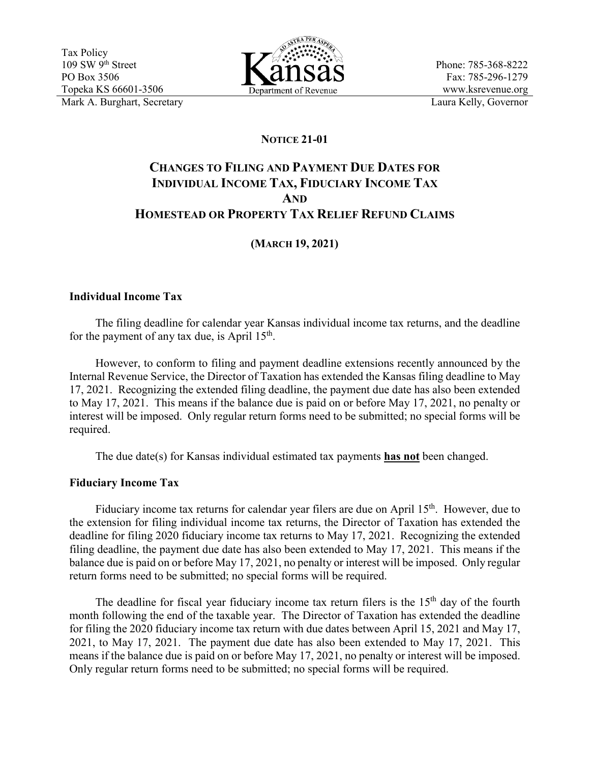Tax Policy
109 SW 9th Street
PO Box 3506
Topeka KS 66601-3506
Mark A. Burghart, Secretary

Kansas Department of Revenue

Phone: 785-368-8222
Fax: 785-296-1279
www.ksrevenue.org
Laura Kelly, Governor

## NOTICE 21-01

# CHANGES TO FILING AND PAYMENT DUE DATES FOR INDIVIDUAL INCOME TAX, FIDUCIARY INCOME TAX AND HOMESTEAD OR PROPERTY TAX RELIEF REFUND CLAIMS

**(MARCH 19, 2021)**

### Individual Income Tax

The filing deadline for calendar year Kansas individual income tax returns, and the deadline for the payment of any tax due, is April 15th.

However, to conform to filing and payment deadline extensions recently announced by the Internal Revenue Service, the Director of Taxation has extended the Kansas filing deadline to May 17, 2021. Recognizing the extended filing deadline, the payment due date has also been extended to May 17, 2021. This means if the balance due is paid on or before May 17, 2021, no penalty or interest will be imposed. Only regular return forms need to be submitted; no special forms will be required.

The due date(s) for Kansas individual estimated tax payments **has not** been changed.

### Fiduciary Income Tax

Fiduciary income tax returns for calendar year filers are due on April 15th. However, due to the extension for filing individual income tax returns, the Director of Taxation has extended the deadline for filing 2020 fiduciary income tax returns to May 17, 2021. Recognizing the extended filing deadline, the payment due date has also been extended to May 17, 2021. This means if the balance due is paid on or before May 17, 2021, no penalty or interest will be imposed. Only regular return forms need to be submitted; no special forms will be required.

The deadline for fiscal year fiduciary income tax return filers is the 15th day of the fourth month following the end of the taxable year. The Director of Taxation has extended the deadline for filing the 2020 fiduciary income tax return with due dates between April 15, 2021 and May 17, 2021, to May 17, 2021. The payment due date has also been extended to May 17, 2021. This means if the balance due is paid on or before May 17, 2021, no penalty or interest will be imposed. Only regular return forms need to be submitted; no special forms will be required.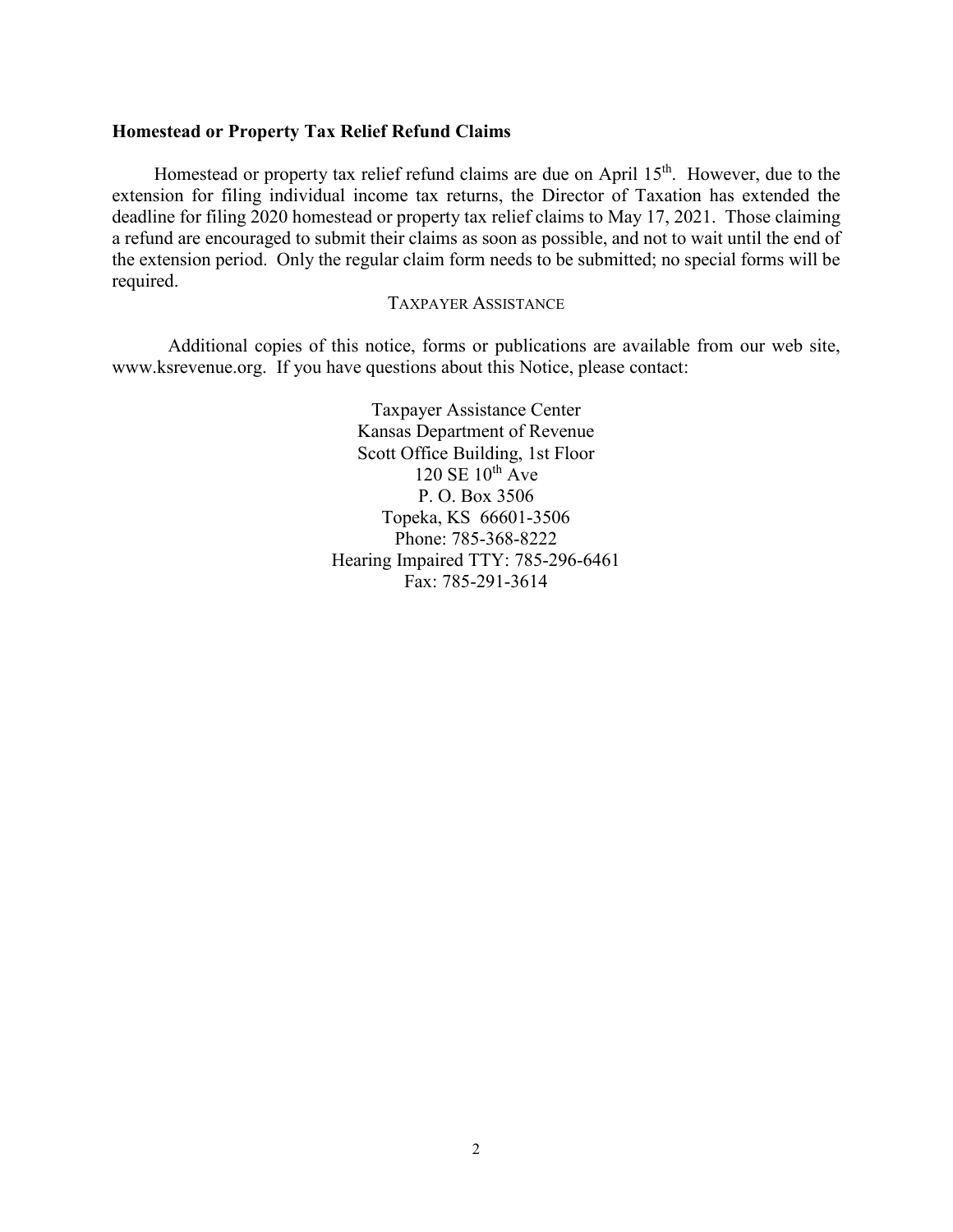### Homestead or Property Tax Relief Refund Claims

Homestead or property tax relief refund claims are due on April 15th. However, due to the extension for filing individual income tax returns, the Director of Taxation has extended the deadline for filing 2020 homestead or property tax relief claims to May 17, 2021. Those claiming a refund are encouraged to submit their claims as soon as possible, and not to wait until the end of the extension period. Only the regular claim form needs to be submitted; no special forms will be required.

TAXPAYER ASSISTANCE

Additional copies of this notice, forms or publications are available from our web site, www.ksrevenue.org. If you have questions about this Notice, please contact:

Taxpayer Assistance Center
Kansas Department of Revenue
Scott Office Building, 1st Floor
120 SE 10th Ave
P. O. Box 3506
Topeka, KS 66601-3506
Phone: 785-368-8222
Hearing Impaired TTY: 785-296-6461
Fax: 785-291-3614